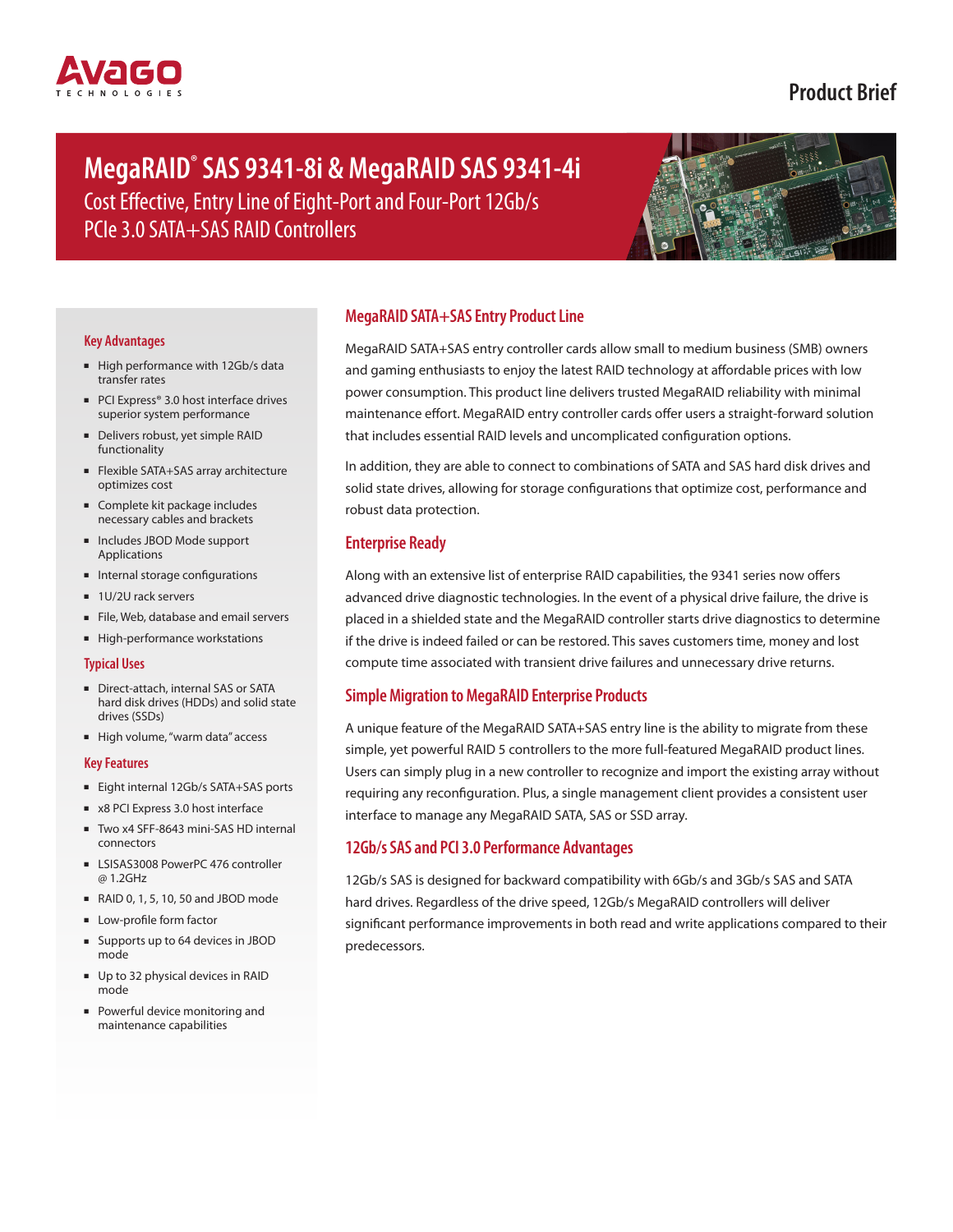Product Brief

# MegaRAID® SAS 9341-8i & MegaRAID SAS 9341-4i

Cost Effective, Entry Line of Eight-Port and Four-Port 12Gb/s PCIe 3.0 SATA+SAS RAID Controllers

### Key Advantages

- High performance with 12Gb/s data transfer rates
- PCI Express® 3.0 host interface drives superior system performance
- Delivers robust, yet simple RAID functionality
- Flexible SATA+SAS array architecture optimizes cost
- Complete kit package includes necessary cables and brackets
- Includes JBOD Mode support Applications
- Internal storage configurations
- 1U/2U rack servers
- File, Web, database and email servers
- High-performance workstations

### Typical Uses

- Direct-attach, internal SAS or SATA hard disk drives (HDDs) and solid state drives (SSDs)
- High volume, "warm data" access

### Key Features

- Eight internal 12Gb/s SATA+SAS ports
- x8 PCI Express 3.0 host interface
- Two x4 SFF-8643 mini-SAS HD internal connectors
- LSISAS3008 PowerPC 476 controller @ 1.2GHz
- RAID 0, 1, 5, 10, 50 and JBOD mode
- Low-profile form factor
- Supports up to 64 devices in JBOD mode
- Up to 32 physical devices in RAID mode
- Powerful device monitoring and maintenance capabilities

## MegaRAID SATA+SAS Entry Product Line

MegaRAID SATA+SAS entry controller cards allow small to medium business (SMB) owners and gaming enthusiasts to enjoy the latest RAID technology at affordable prices with low power consumption. This product line delivers trusted MegaRAID reliability with minimal maintenance effort. MegaRAID entry controller cards offer users a straight-forward solution that includes essential RAID levels and uncomplicated configuration options.

In addition, they are able to connect to combinations of SATA and SAS hard disk drives and solid state drives, allowing for storage configurations that optimize cost, performance and robust data protection.

## Enterprise Ready

Along with an extensive list of enterprise RAID capabilities, the 9341 series now offers advanced drive diagnostic technologies. In the event of a physical drive failure, the drive is placed in a shielded state and the MegaRAID controller starts drive diagnostics to determine if the drive is indeed failed or can be restored. This saves customers time, money and lost compute time associated with transient drive failures and unnecessary drive returns.

## Simple Migration to MegaRAID Enterprise Products

A unique feature of the MegaRAID SATA+SAS entry line is the ability to migrate from these simple, yet powerful RAID 5 controllers to the more full-featured MegaRAID product lines. Users can simply plug in a new controller to recognize and import the existing array without requiring any reconfiguration. Plus, a single management client provides a consistent user interface to manage any MegaRAID SATA, SAS or SSD array.

## 12Gb/s SAS and PCI 3.0 Performance Advantages

12Gb/s SAS is designed for backward compatibility with 6Gb/s and 3Gb/s SAS and SATA hard drives. Regardless of the drive speed, 12Gb/s MegaRAID controllers will deliver significant performance improvements in both read and write applications compared to their predecessors.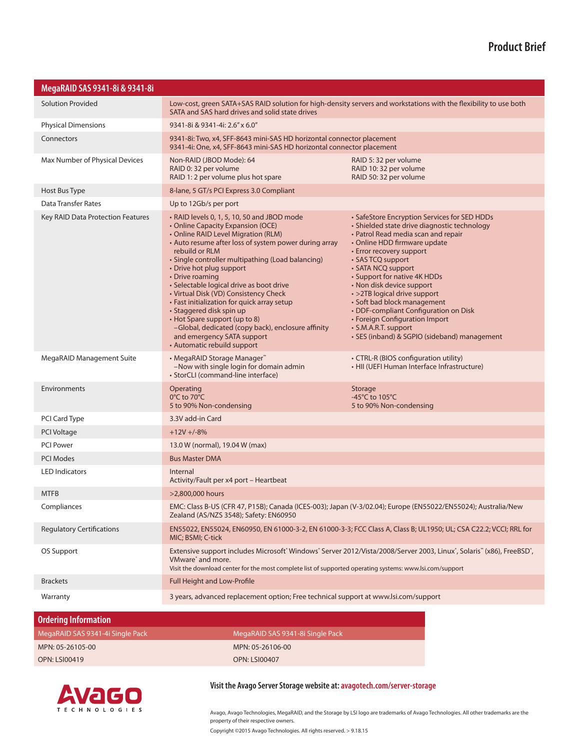# Product Brief

## MegaRAID SAS 9341-8i & 9341-8i

| | |
|---|---|
| Solution Provided | Low-cost, green SATA+SAS RAID solution for high-density servers and workstations with the flexibility to use both SATA and SAS hard drives and solid state drives |
| Physical Dimensions | 9341-8i & 9341-4i: 2.6" x 6.0" |
| Connectors | 9341-8i: Two, x4, SFF-8643 mini-SAS HD horizontal connector placement<br>9341-4i: One, x4, SFF-8643 mini-SAS HD horizontal connector placement |
| Max Number of Physical Devices | Non-RAID (JBOD Mode): 64<br>RAID 0: 32 per volume<br>RAID 1: 2 per volume plus hot spare<br>RAID 5: 32 per volume<br>RAID 10: 32 per volume<br>RAID 50: 32 per volume |
| Host Bus Type | 8-lane, 5 GT/s PCI Express 3.0 Compliant |
| Data Transfer Rates | Up to 12Gb/s per port |
| Key RAID Data Protection Features | • RAID levels 0, 1, 5, 10, 50 and JBOD mode<br>• Online Capacity Expansion (OCE)<br>• Online RAID Level Migration (RLM)<br>• Auto resume after loss of system power during array rebuild or RLM<br>• Single controller multipathing (Load balancing)<br>• Drive hot plug support<br>• Drive roaming<br>• Selectable logical drive as boot drive<br>• Virtual Disk (VD) Consistency Check<br>• Fast initialization for quick array setup<br>• Staggered disk spin up<br>• Hot Spare support (up to 8)<br>–Global, dedicated (copy back), enclosure affinity and emergency SATA support<br>• Automatic rebuild support<br>• SafeStore Encryption Services for SED HDDs<br>• Shielded state drive diagnostic technology<br>• Patrol Read media scan and repair<br>• Online HDD firmware update<br>• Error recovery support<br>• SAS TCQ support<br>• SATA NCQ support<br>• Support for native 4K HDDs<br>• Non disk device support<br>• >2TB logical drive support<br>• Soft bad block management<br>• DDF-compliant Configuration on Disk<br>• Foreign Configuration Import<br>• S.M.A.R.T. support<br>• SES (inband) & SGPIO (sideband) management |
| MegaRAID Management Suite | • MegaRAID Storage Manager™<br>–Now with single login for domain admin<br>• StorCLI (command-line interface)<br>• CTRL-R (BIOS configuration utility)<br>• HII (UEFI Human Interface Infrastructure) |
| Environments | Operating<br>0°C to 70°C<br>5 to 90% Non-condensing<br>Storage<br>-45°C to 105°C<br>5 to 90% Non-condensing |
| PCI Card Type | 3.3V add-in Card |
| PCI Voltage | +12V +/-8% |
| PCI Power | 13.0 W (normal), 19.04 W (max) |
| PCI Modes | Bus Master DMA |
| LED Indicators | Internal<br>Activity/Fault per x4 port – Heartbeat |
| MTFB | >2,800,000 hours |
| Compliances | EMC: Class B-US (CFR 47, P15B); Canada (ICES-003); Japan (V-3/02.04); Europe (EN55022/EN55024); Australia/New Zealand (AS/NZS 3548); Safety: EN60950 |
| Regulatory Certifications | EN55022, EN55024, EN60950, EN 61000-3-2, EN 61000-3-3; FCC Class A, Class B; UL1950; UL; CSA C22.2; VCCI; RRL for MIC; BSMI; C-tick |
| OS Support | Extensive support includes Microsoft® Windows® Server 2012/Vista/2008/Server 2003, Linux®, Solaris™ (x86), FreeBSD®, VMware® and more.<br>Visit the download center for the most complete list of supported operating systems: www.lsi.com/support |
| Brackets | Full Height and Low-Profile |
| Warranty | 3 years, advanced replacement option; Free technical support at www.lsi.com/support |

## Ordering Information

| MegaRAID SAS 9341-4i Single Pack | MegaRAID SAS 9341-8i Single Pack |
|---|---|
| MPN: 05-26105-00 | MPN: 05-26106-00 |
| OPN: LSI00419 | OPN: LSI00407 |

AVAGO TECHNOLOGIES

**Visit the Avago Server Storage website at: avagotech.com/server-storage**

Avago, Avago Technologies, MegaRAID, and the Storage by LSI logo are trademarks of Avago Technologies. All other trademarks are the property of their respective owners.

Copyright ©2015 Avago Technologies. All rights reserved. > 9.18.15